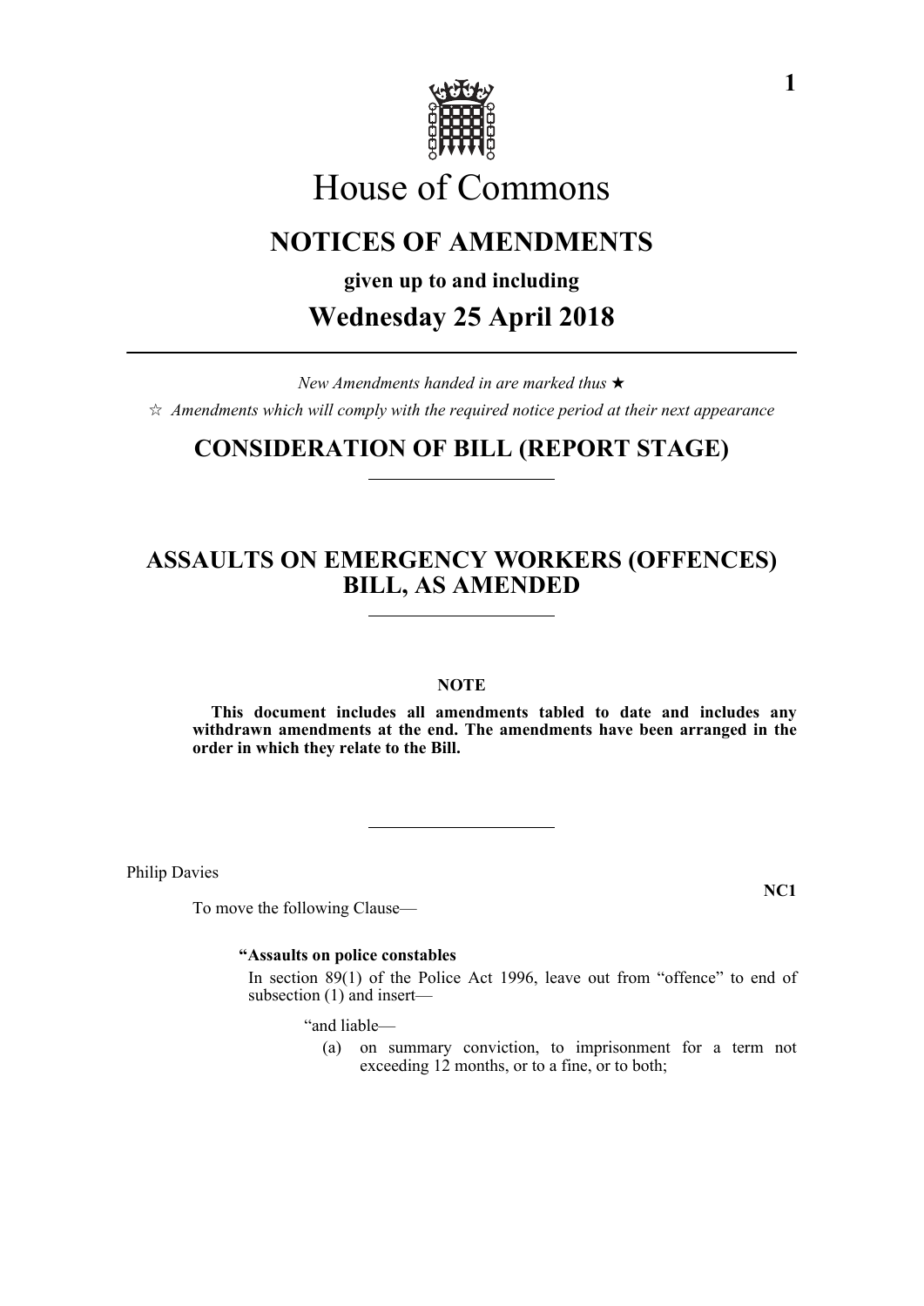# House of Commons

## NOTICES OF AMENDMENTS

**given up to and including**

## Wednesday 25 April 2018

*New Amendments handed in are marked thus ★*

☆ *Amendments which will comply with the required notice period at their next appearance*

## CONSIDERATION OF BILL (REPORT STAGE)

## ASSAULTS ON EMERGENCY WORKERS (OFFENCES) BILL, AS AMENDED

**NOTE**

**This document includes all amendments tabled to date and includes any withdrawn amendments at the end. The amendments have been arranged in the order in which they relate to the Bill.**

Philip Davies

**NC1**

To move the following Clause—

**"Assaults on police constables**

In section 89(1) of the Police Act 1996, leave out from "offence" to end of subsection (1) and insert—

"and liable—

(a) on summary conviction, to imprisonment for a term not exceeding 12 months, or to a fine, or to both;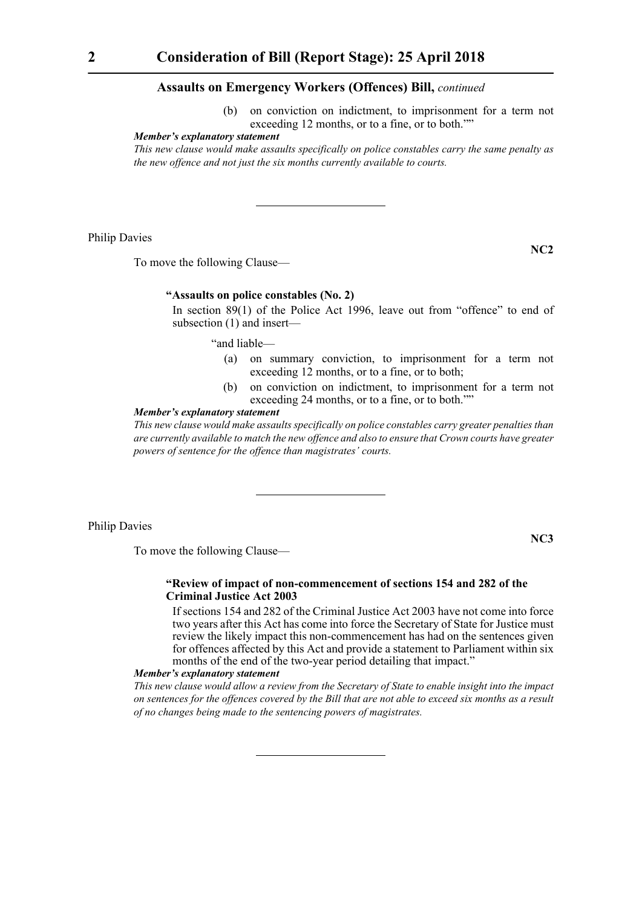**Assaults on Emergency Workers (Offences) Bill,** *continued*

(b) on conviction on indictment, to imprisonment for a term not exceeding 12 months, or to a fine, or to both.""

***Member's explanatory statement***

*This new clause would make assaults specifically on police constables carry the same penalty as the new offence and not just the six months currently available to courts.*

---

Philip Davies

**NC2**

To move the following Clause—

**"Assaults on police constables (No. 2)**

In section 89(1) of the Police Act 1996, leave out from "offence" to end of subsection (1) and insert—

"and liable—

(a) on summary conviction, to imprisonment for a term not exceeding 12 months, or to a fine, or to both;

(b) on conviction on indictment, to imprisonment for a term not exceeding 24 months, or to a fine, or to both.""

***Member's explanatory statement***

*This new clause would make assaults specifically on police constables carry greater penalties than are currently available to match the new offence and also to ensure that Crown courts have greater powers of sentence for the offence than magistrates' courts.*

---

Philip Davies

**NC3**

To move the following Clause—

**"Review of impact of non-commencement of sections 154 and 282 of the Criminal Justice Act 2003**

If sections 154 and 282 of the Criminal Justice Act 2003 have not come into force two years after this Act has come into force the Secretary of State for Justice must review the likely impact this non-commencement has had on the sentences given for offences affected by this Act and provide a statement to Parliament within six months of the end of the two-year period detailing that impact."

***Member's explanatory statement***

*This new clause would allow a review from the Secretary of State to enable insight into the impact on sentences for the offences covered by the Bill that are not able to exceed six months as a result of no changes being made to the sentencing powers of magistrates.*

---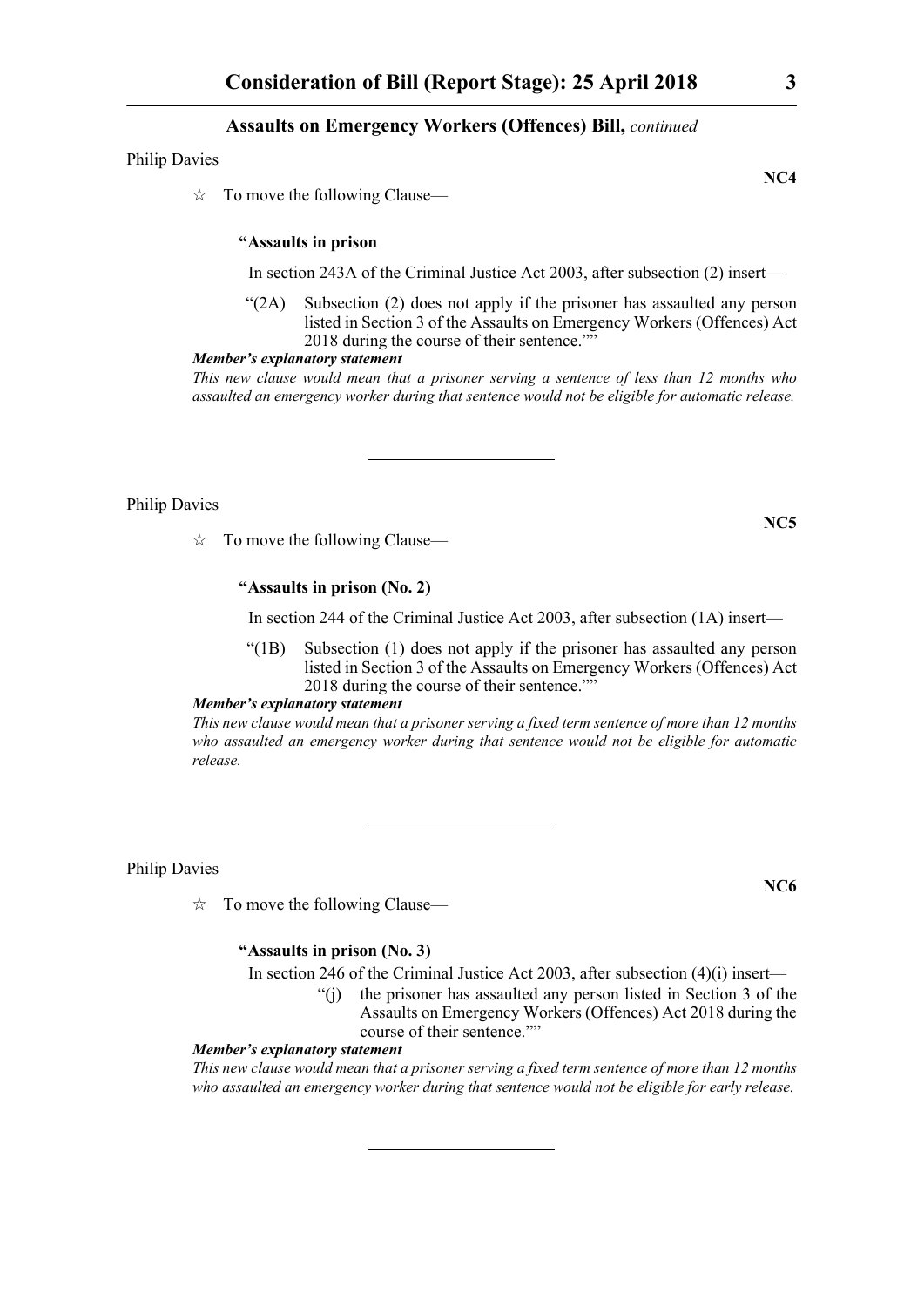Philip Davies

**NC4**

☆ To move the following Clause—

**"Assaults in prison**

In section 243A of the Criminal Justice Act 2003, after subsection (2) insert—

"(2A) Subsection (2) does not apply if the prisoner has assaulted any person listed in Section 3 of the Assaults on Emergency Workers (Offences) Act 2018 during the course of their sentence.""

***Member's explanatory statement***

*This new clause would mean that a prisoner serving a sentence of less than 12 months who assaulted an emergency worker during that sentence would not be eligible for automatic release.*

---

Philip Davies

**NC5**

☆ To move the following Clause—

**"Assaults in prison (No. 2)**

In section 244 of the Criminal Justice Act 2003, after subsection (1A) insert—

"(1B) Subsection (1) does not apply if the prisoner has assaulted any person listed in Section 3 of the Assaults on Emergency Workers (Offences) Act 2018 during the course of their sentence.""

***Member's explanatory statement***

*This new clause would mean that a prisoner serving a fixed term sentence of more than 12 months who assaulted an emergency worker during that sentence would not be eligible for automatic release.*

---

Philip Davies

**NC6**

☆ To move the following Clause—

**"Assaults in prison (No. 3)**

In section 246 of the Criminal Justice Act 2003, after subsection (4)(i) insert—

"(j) the prisoner has assaulted any person listed in Section 3 of the Assaults on Emergency Workers (Offences) Act 2018 during the course of their sentence.""

***Member's explanatory statement***

*This new clause would mean that a prisoner serving a fixed term sentence of more than 12 months who assaulted an emergency worker during that sentence would not be eligible for early release.*

---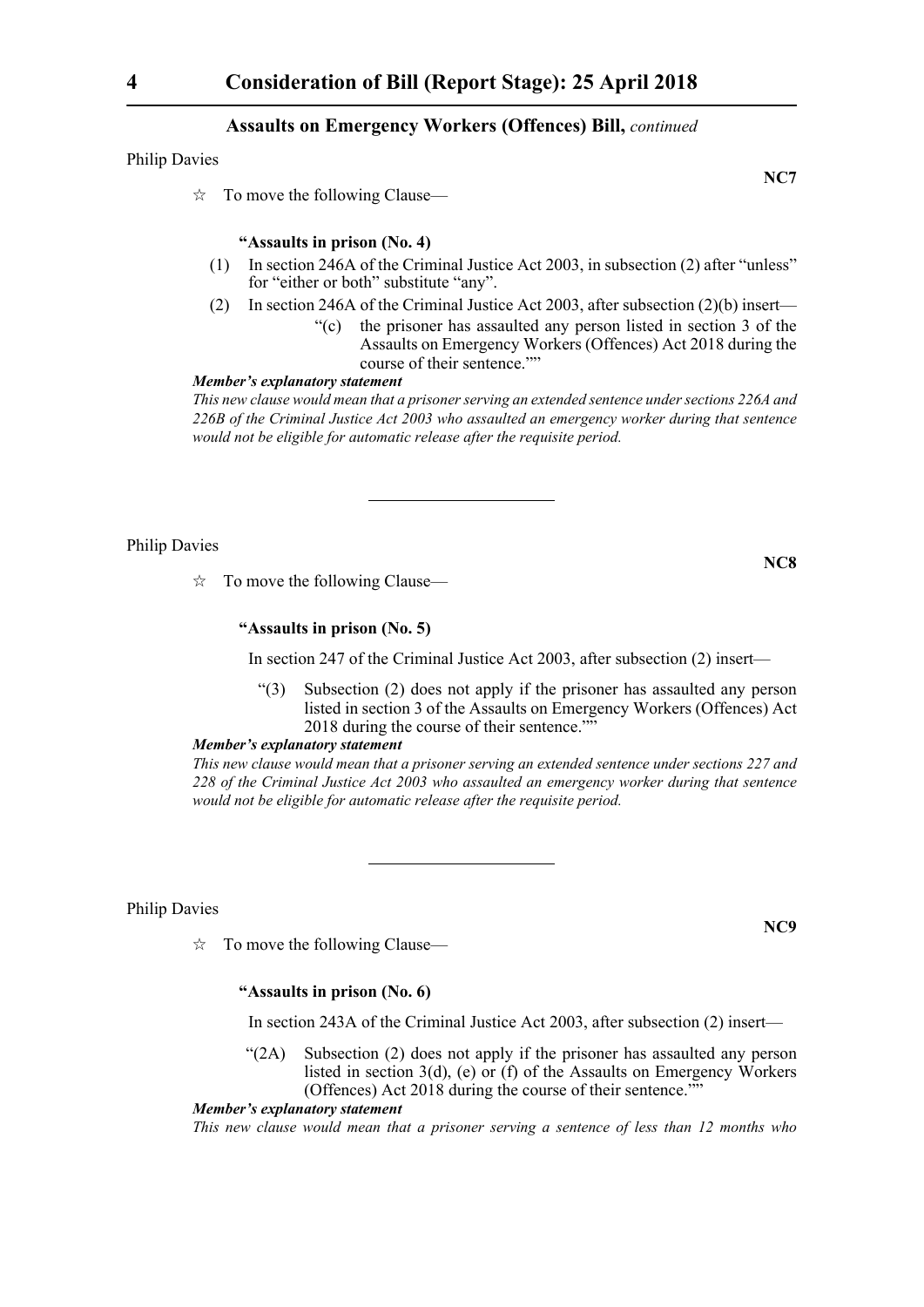**Assaults on Emergency Workers (Offences) Bill,** *continued*

Philip Davies

**NC7**

☆ To move the following Clause—

**"Assaults in prison (No. 4)**

(1) In section 246A of the Criminal Justice Act 2003, in subsection (2) after "unless" for "either or both" substitute "any".

(2) In section 246A of the Criminal Justice Act 2003, after subsection (2)(b) insert—

"(c) the prisoner has assaulted any person listed in section 3 of the Assaults on Emergency Workers (Offences) Act 2018 during the course of their sentence.""

***Member's explanatory statement***

*This new clause would mean that a prisoner serving an extended sentence under sections 226A and 226B of the Criminal Justice Act 2003 who assaulted an emergency worker during that sentence would not be eligible for automatic release after the requisite period.*

---

Philip Davies

**NC8**

☆ To move the following Clause—

**"Assaults in prison (No. 5)**

In section 247 of the Criminal Justice Act 2003, after subsection (2) insert—

"(3) Subsection (2) does not apply if the prisoner has assaulted any person listed in section 3 of the Assaults on Emergency Workers (Offences) Act 2018 during the course of their sentence.""

***Member's explanatory statement***

*This new clause would mean that a prisoner serving an extended sentence under sections 227 and 228 of the Criminal Justice Act 2003 who assaulted an emergency worker during that sentence would not be eligible for automatic release after the requisite period.*

---

Philip Davies

**NC9**

☆ To move the following Clause—

**"Assaults in prison (No. 6)**

In section 243A of the Criminal Justice Act 2003, after subsection (2) insert—

"(2A) Subsection (2) does not apply if the prisoner has assaulted any person listed in section 3(d), (e) or (f) of the Assaults on Emergency Workers (Offences) Act 2018 during the course of their sentence.""

***Member's explanatory statement***

*This new clause would mean that a prisoner serving a sentence of less than 12 months who*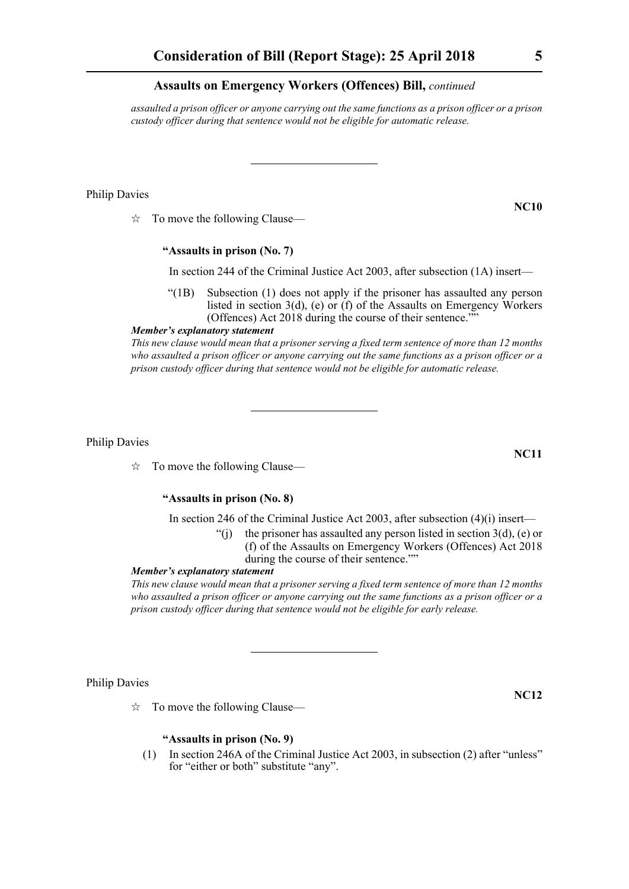*assaulted a prison officer or anyone carrying out the same functions as a prison officer or a prison custody officer during that sentence would not be eligible for automatic release.*

---

Philip Davies

**NC10**

☆ To move the following Clause—

**"Assaults in prison (No. 7)**

In section 244 of the Criminal Justice Act 2003, after subsection (1A) insert—

"(1B) Subsection (1) does not apply if the prisoner has assaulted any person listed in section 3(d), (e) or (f) of the Assaults on Emergency Workers (Offences) Act 2018 during the course of their sentence.""

***Member's explanatory statement***

*This new clause would mean that a prisoner serving a fixed term sentence of more than 12 months who assaulted a prison officer or anyone carrying out the same functions as a prison officer or a prison custody officer during that sentence would not be eligible for automatic release.*

---

Philip Davies

**NC11**

☆ To move the following Clause—

**"Assaults in prison (No. 8)**

In section 246 of the Criminal Justice Act 2003, after subsection (4)(i) insert—

"(j) the prisoner has assaulted any person listed in section 3(d), (e) or (f) of the Assaults on Emergency Workers (Offences) Act 2018 during the course of their sentence.""

***Member's explanatory statement***

*This new clause would mean that a prisoner serving a fixed term sentence of more than 12 months who assaulted a prison officer or anyone carrying out the same functions as a prison officer or a prison custody officer during that sentence would not be eligible for early release.*

---

Philip Davies

**NC12**

☆ To move the following Clause—

**"Assaults in prison (No. 9)**

(1) In section 246A of the Criminal Justice Act 2003, in subsection (2) after "unless" for "either or both" substitute "any".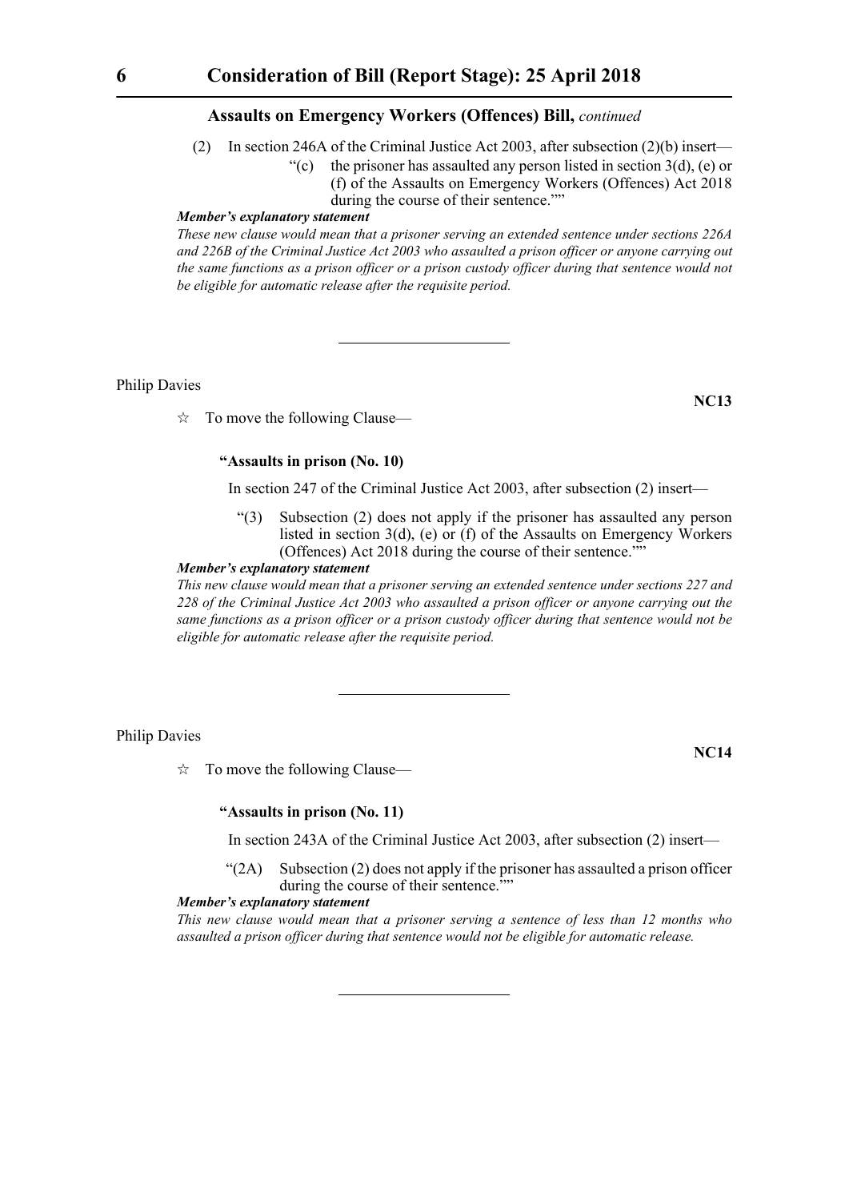**Assaults on Emergency Workers (Offences) Bill,** *continued*

(2) In section 246A of the Criminal Justice Act 2003, after subsection (2)(b) insert—

"(c) the prisoner has assaulted any person listed in section 3(d), (e) or (f) of the Assaults on Emergency Workers (Offences) Act 2018 during the course of their sentence.""

***Member's explanatory statement***

*These new clause would mean that a prisoner serving an extended sentence under sections 226A and 226B of the Criminal Justice Act 2003 who assaulted a prison officer or anyone carrying out the same functions as a prison officer or a prison custody officer during that sentence would not be eligible for automatic release after the requisite period.*

---

Philip Davies

**NC13**

☆ To move the following Clause—

**"Assaults in prison (No. 10)**

In section 247 of the Criminal Justice Act 2003, after subsection (2) insert—

"(3) Subsection (2) does not apply if the prisoner has assaulted any person listed in section 3(d), (e) or (f) of the Assaults on Emergency Workers (Offences) Act 2018 during the course of their sentence.""

***Member's explanatory statement***

*This new clause would mean that a prisoner serving an extended sentence under sections 227 and 228 of the Criminal Justice Act 2003 who assaulted a prison officer or anyone carrying out the same functions as a prison officer or a prison custody officer during that sentence would not be eligible for automatic release after the requisite period.*

---

Philip Davies

**NC14**

☆ To move the following Clause—

**"Assaults in prison (No. 11)**

In section 243A of the Criminal Justice Act 2003, after subsection (2) insert—

"(2A) Subsection (2) does not apply if the prisoner has assaulted a prison officer during the course of their sentence.""

***Member's explanatory statement***

*This new clause would mean that a prisoner serving a sentence of less than 12 months who assaulted a prison officer during that sentence would not be eligible for automatic release.*

---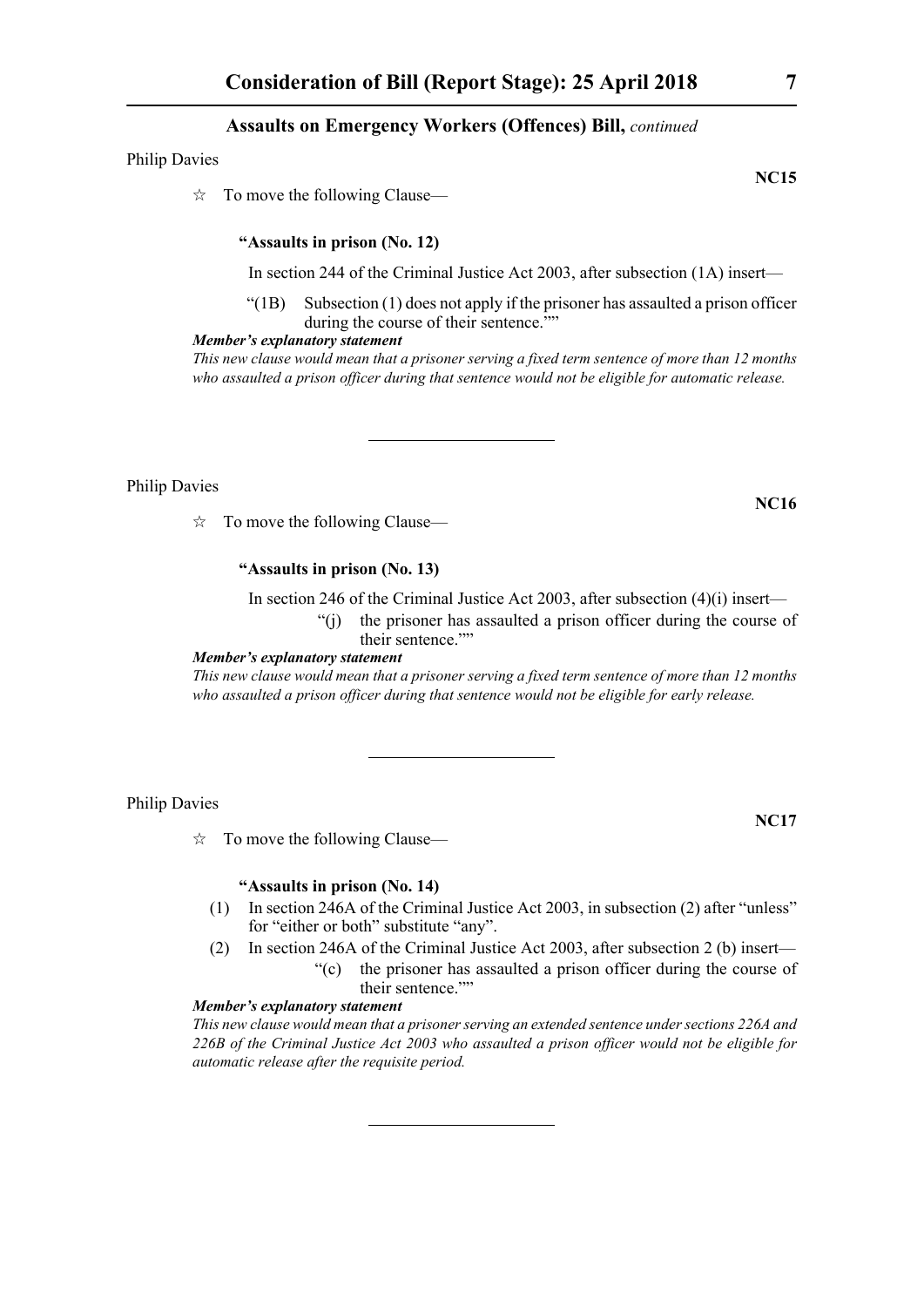Philip Davies

**NC15**

☆ To move the following Clause—

**"Assaults in prison (No. 12)**

In section 244 of the Criminal Justice Act 2003, after subsection (1A) insert—

"(1B) Subsection (1) does not apply if the prisoner has assaulted a prison officer during the course of their sentence.""

***Member's explanatory statement***

*This new clause would mean that a prisoner serving a fixed term sentence of more than 12 months who assaulted a prison officer during that sentence would not be eligible for automatic release.*

---

Philip Davies

**NC16**

☆ To move the following Clause—

**"Assaults in prison (No. 13)**

In section 246 of the Criminal Justice Act 2003, after subsection (4)(i) insert—

"(j) the prisoner has assaulted a prison officer during the course of their sentence.""

***Member's explanatory statement***

*This new clause would mean that a prisoner serving a fixed term sentence of more than 12 months who assaulted a prison officer during that sentence would not be eligible for early release.*

---

Philip Davies

**NC17**

☆ To move the following Clause—

**"Assaults in prison (No. 14)**

(1) In section 246A of the Criminal Justice Act 2003, in subsection (2) after "unless" for "either or both" substitute "any".

(2) In section 246A of the Criminal Justice Act 2003, after subsection 2 (b) insert—

"(c) the prisoner has assaulted a prison officer during the course of their sentence.""

***Member's explanatory statement***

*This new clause would mean that a prisoner serving an extended sentence under sections 226A and 226B of the Criminal Justice Act 2003 who assaulted a prison officer would not be eligible for automatic release after the requisite period.*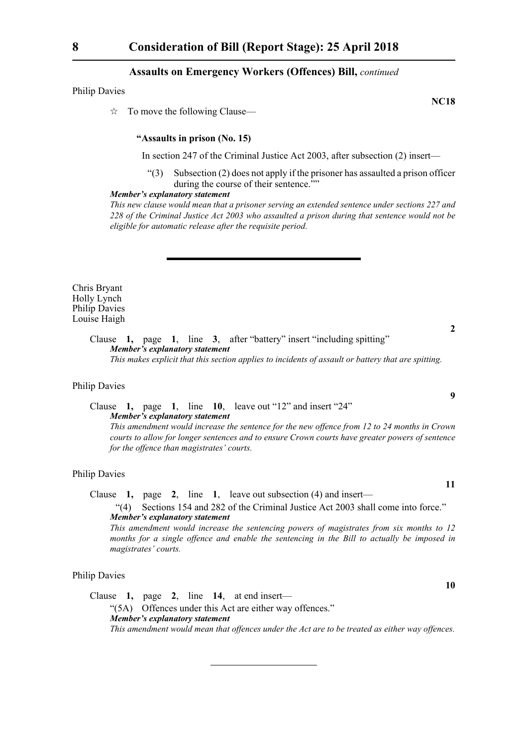## Assaults on Emergency Workers (Offences) Bill, *continued*

Philip Davies

**NC18**

☆ To move the following Clause—

**"Assaults in prison (No. 15)**

In section 247 of the Criminal Justice Act 2003, after subsection (2) insert—

"(3) Subsection (2) does not apply if the prisoner has assaulted a prison officer during the course of their sentence.""

***Member's explanatory statement***

*This new clause would mean that a prisoner serving an extended sentence under sections 227 and 228 of the Criminal Justice Act 2003 who assaulted a prison during that sentence would not be eligible for automatic release after the requisite period.*

---

Chris Bryant
Holly Lynch
Philip Davies
Louise Haigh

**2**

Clause **1,** page **1**, line **3**, after "battery" insert "including spitting"

***Member's explanatory statement***

*This makes explicit that this section applies to incidents of assault or battery that are spitting.*

Philip Davies

**9**

Clause **1,** page **1**, line **10**, leave out "12" and insert "24"

***Member's explanatory statement***

*This amendment would increase the sentence for the new offence from 12 to 24 months in Crown courts to allow for longer sentences and to ensure Crown courts have greater powers of sentence for the offence than magistrates' courts.*

Philip Davies

**11**

Clause **1,** page **2**, line **1**, leave out subsection (4) and insert—

"(4) Sections 154 and 282 of the Criminal Justice Act 2003 shall come into force."

***Member's explanatory statement***

*This amendment would increase the sentencing powers of magistrates from six months to 12 months for a single offence and enable the sentencing in the Bill to actually be imposed in magistrates' courts.*

Philip Davies

**10**

Clause **1,** page **2**, line **14**, at end insert—

"(5A) Offences under this Act are either way offences."

***Member's explanatory statement***

*This amendment would mean that offences under the Act are to be treated as either way offences.*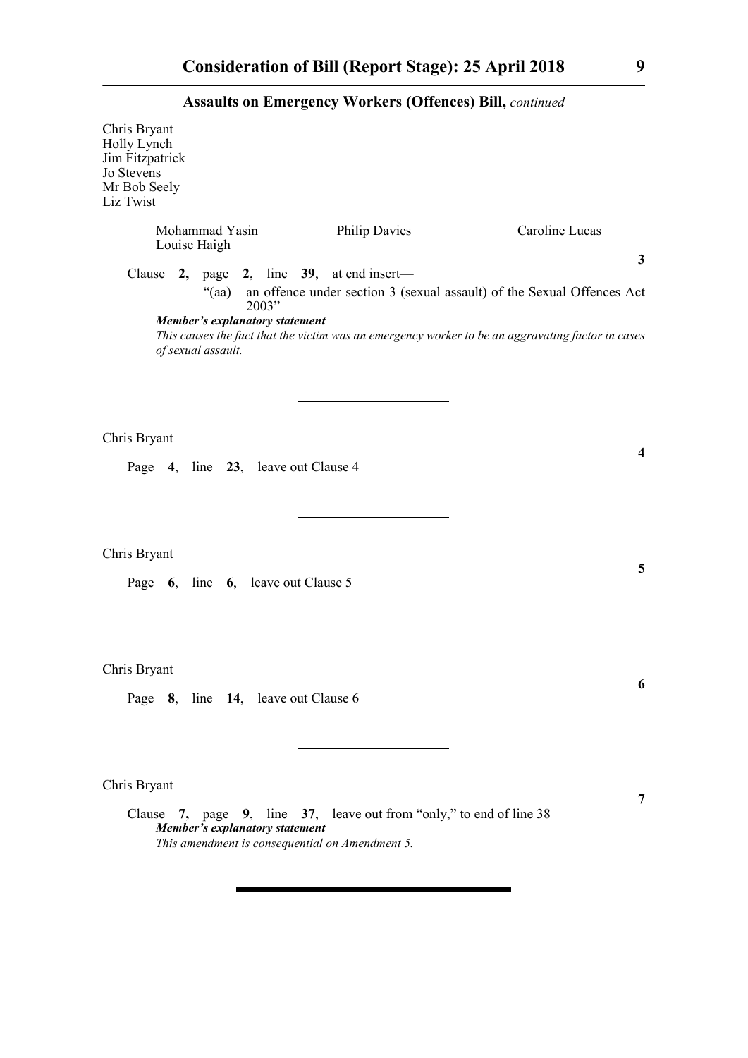**Assaults on Emergency Workers (Offences) Bill,** *continued*

Chris Bryant
Holly Lynch
Jim Fitzpatrick
Jo Stevens
Mr Bob Seely
Liz Twist

Mohammad Yasin
Louise Haigh
Philip Davies
Caroline Lucas

**3**

Clause **2,** page **2**, line **39**, at end insert—

"(aa) an offence under section 3 (sexual assault) of the Sexual Offences Act 2003"

***Member's explanatory statement***

*This causes the fact that the victim was an emergency worker to be an aggravating factor in cases of sexual assault.*

---

Chris Bryant

**4**

Page **4**, line **23**, leave out Clause 4

---

Chris Bryant

**5**

Page **6**, line **6**, leave out Clause 5

---

Chris Bryant

**6**

Page **8**, line **14**, leave out Clause 6

---

Chris Bryant

**7**

Clause **7,** page **9**, line **37**, leave out from "only," to end of line 38

***Member's explanatory statement***

*This amendment is consequential on Amendment 5.*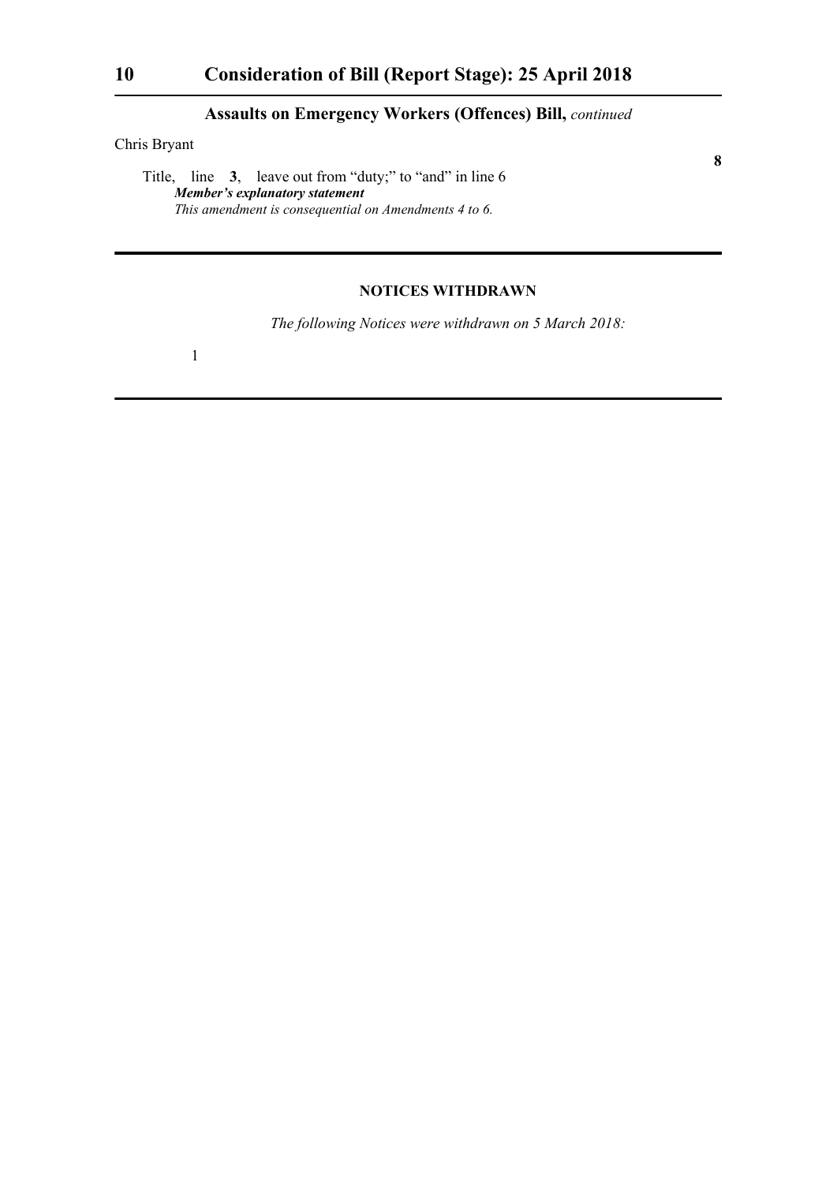**Assaults on Emergency Workers (Offences) Bill,** *continued*

Chris Bryant

**8**

Title, line **3**, leave out from "duty;" to "and" in line 6

***Member's explanatory statement***

*This amendment is consequential on Amendments 4 to 6.*

---

**NOTICES WITHDRAWN**

*The following Notices were withdrawn on 5 March 2018:*

1